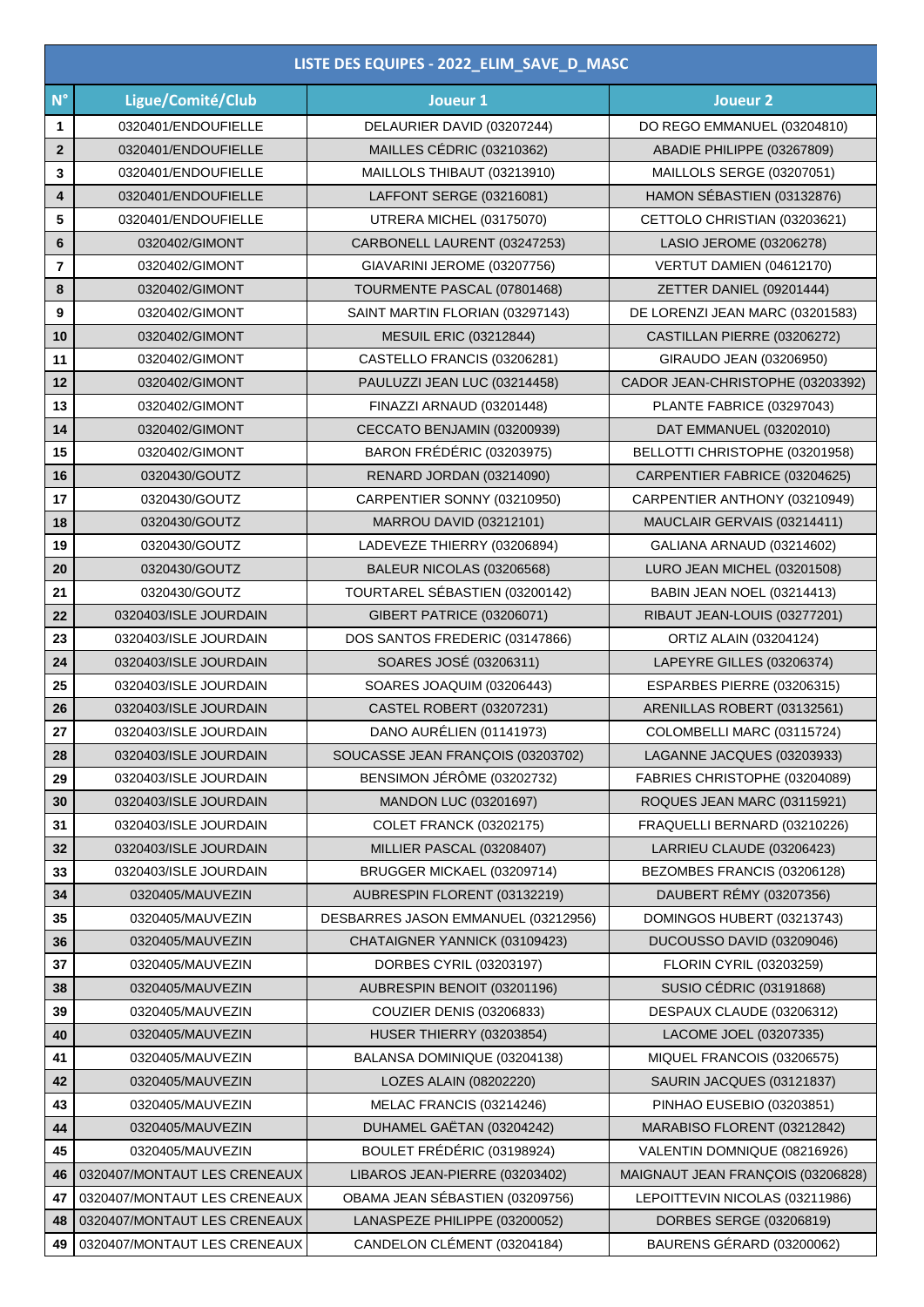| LISTE DES EQUIPES - 2022_ELIM_SAVE_D_MASC | | | |
|---|---|---|---|
| **N°** | **Ligue/Comité/Club** | **Joueur 1** | **Joueur 2** |
| 1 | 0320401/ENDOUFIELLE | DELAURIER DAVID (03207244) | DO REGO EMMANUEL (03204810) |
| 2 | 0320401/ENDOUFIELLE | MAILLES CÉDRIC (03210362) | ABADIE PHILIPPE (03267809) |
| 3 | 0320401/ENDOUFIELLE | MAILLOLS THIBAUT (03213910) | MAILLOLS SERGE (03207051) |
| 4 | 0320401/ENDOUFIELLE | LAFFONT SERGE (03216081) | HAMON SÉBASTIEN (03132876) |
| 5 | 0320401/ENDOUFIELLE | UTRERA MICHEL (03175070) | CETTOLO CHRISTIAN (03203621) |
| 6 | 0320402/GIMONT | CARBONELL LAURENT (03247253) | LASIO JEROME (03206278) |
| 7 | 0320402/GIMONT | GIAVARINI JEROME (03207756) | VERTUT DAMIEN (04612170) |
| 8 | 0320402/GIMONT | TOURMENTE PASCAL (07801468) | ZETTER DANIEL (09201444) |
| 9 | 0320402/GIMONT | SAINT MARTIN FLORIAN (03297143) | DE LORENZI JEAN MARC (03201583) |
| 10 | 0320402/GIMONT | MESUIL ERIC (03212844) | CASTILLAN PIERRE (03206272) |
| 11 | 0320402/GIMONT | CASTELLO FRANCIS (03206281) | GIRAUDO JEAN (03206950) |
| 12 | 0320402/GIMONT | PAULUZZI JEAN LUC (03214458) | CADOR JEAN-CHRISTOPHE (03203392) |
| 13 | 0320402/GIMONT | FINAZZI ARNAUD (03201448) | PLANTE FABRICE (03297043) |
| 14 | 0320402/GIMONT | CECCATO BENJAMIN (03200939) | DAT EMMANUEL (03202010) |
| 15 | 0320402/GIMONT | BARON FRÉDÉRIC (03203975) | BELLOTTI CHRISTOPHE (03201958) |
| 16 | 0320430/GOUTZ | RENARD JORDAN (03214090) | CARPENTIER FABRICE (03204625) |
| 17 | 0320430/GOUTZ | CARPENTIER SONNY (03210950) | CARPENTIER ANTHONY (03210949) |
| 18 | 0320430/GOUTZ | MARROU DAVID (03212101) | MAUCLAIR GERVAIS (03214411) |
| 19 | 0320430/GOUTZ | LADEVEZE THIERRY (03206894) | GALIANA ARNAUD (03214602) |
| 20 | 0320430/GOUTZ | BALEUR NICOLAS (03206568) | LURO JEAN MICHEL (03201508) |
| 21 | 0320430/GOUTZ | TOURTAREL SÉBASTIEN (03200142) | BABIN JEAN NOEL (03214413) |
| 22 | 0320403/ISLE JOURDAIN | GIBERT PATRICE (03206071) | RIBAUT JEAN-LOUIS (03277201) |
| 23 | 0320403/ISLE JOURDAIN | DOS SANTOS FREDERIC (03147866) | ORTIZ ALAIN (03204124) |
| 24 | 0320403/ISLE JOURDAIN | SOARES JOSÉ (03206311) | LAPEYRE GILLES (03206374) |
| 25 | 0320403/ISLE JOURDAIN | SOARES JOAQUIM (03206443) | ESPARBES PIERRE (03206315) |
| 26 | 0320403/ISLE JOURDAIN | CASTEL ROBERT (03207231) | ARENILLAS ROBERT (03132561) |
| 27 | 0320403/ISLE JOURDAIN | DANO AURÉLIEN (01141973) | COLOMBELLI MARC (03115724) |
| 28 | 0320403/ISLE JOURDAIN | SOUCASSE JEAN FRANÇOIS (03203702) | LAGANNE JACQUES (03203933) |
| 29 | 0320403/ISLE JOURDAIN | BENSIMON JÉRÔME (03202732) | FABRIES CHRISTOPHE (03204089) |
| 30 | 0320403/ISLE JOURDAIN | MANDON LUC (03201697) | ROQUES JEAN MARC (03115921) |
| 31 | 0320403/ISLE JOURDAIN | COLET FRANCK (03202175) | FRAQUELLI BERNARD (03210226) |
| 32 | 0320403/ISLE JOURDAIN | MILLIER PASCAL (03208407) | LARRIEU CLAUDE (03206423) |
| 33 | 0320403/ISLE JOURDAIN | BRUGGER MICKAEL (03209714) | BEZOMBES FRANCIS (03206128) |
| 34 | 0320405/MAUVEZIN | AUBRESPIN FLORENT (03132219) | DAUBERT RÉMY (03207356) |
| 35 | 0320405/MAUVEZIN | DESBARRES JASON EMMANUEL (03212956) | DOMINGOS HUBERT (03213743) |
| 36 | 0320405/MAUVEZIN | CHATAIGNER YANNICK (03109423) | DUCOUSSO DAVID (03209046) |
| 37 | 0320405/MAUVEZIN | DORBES CYRIL (03203197) | FLORIN CYRIL (03203259) |
| 38 | 0320405/MAUVEZIN | AUBRESPIN BENOIT (03201196) | SUSIO CÉDRIC (03191868) |
| 39 | 0320405/MAUVEZIN | COUZIER DENIS (03206833) | DESPAUX CLAUDE (03206312) |
| 40 | 0320405/MAUVEZIN | HUSER THIERRY (03203854) | LACOME JOEL (03207335) |
| 41 | 0320405/MAUVEZIN | BALANSA DOMINIQUE (03204138) | MIQUEL FRANCOIS (03206575) |
| 42 | 0320405/MAUVEZIN | LOZES ALAIN (08202220) | SAURIN JACQUES (03121837) |
| 43 | 0320405/MAUVEZIN | MELAC FRANCIS (03214246) | PINHAO EUSEBIO (03203851) |
| 44 | 0320405/MAUVEZIN | DUHAMEL GAËTAN (03204242) | MARABISO FLORENT (03212842) |
| 45 | 0320405/MAUVEZIN | BOULET FRÉDÉRIC (03198924) | VALENTIN DOMNIQUE (08216926) |
| 46 | 0320407/MONTAUT LES CRENEAUX | LIBAROS JEAN-PIERRE (03203402) | MAIGNAUT JEAN FRANÇOIS (03206828) |
| 47 | 0320407/MONTAUT LES CRENEAUX | OBAMA JEAN SÉBASTIEN (03209756) | LEPOITTEVIN NICOLAS (03211986) |
| 48 | 0320407/MONTAUT LES CRENEAUX | LANASPEZE PHILIPPE (03200052) | DORBES SERGE (03206819) |
| 49 | 0320407/MONTAUT LES CRENEAUX | CANDELON CLÉMENT (03204184) | BAURENS GÉRARD (03200062) |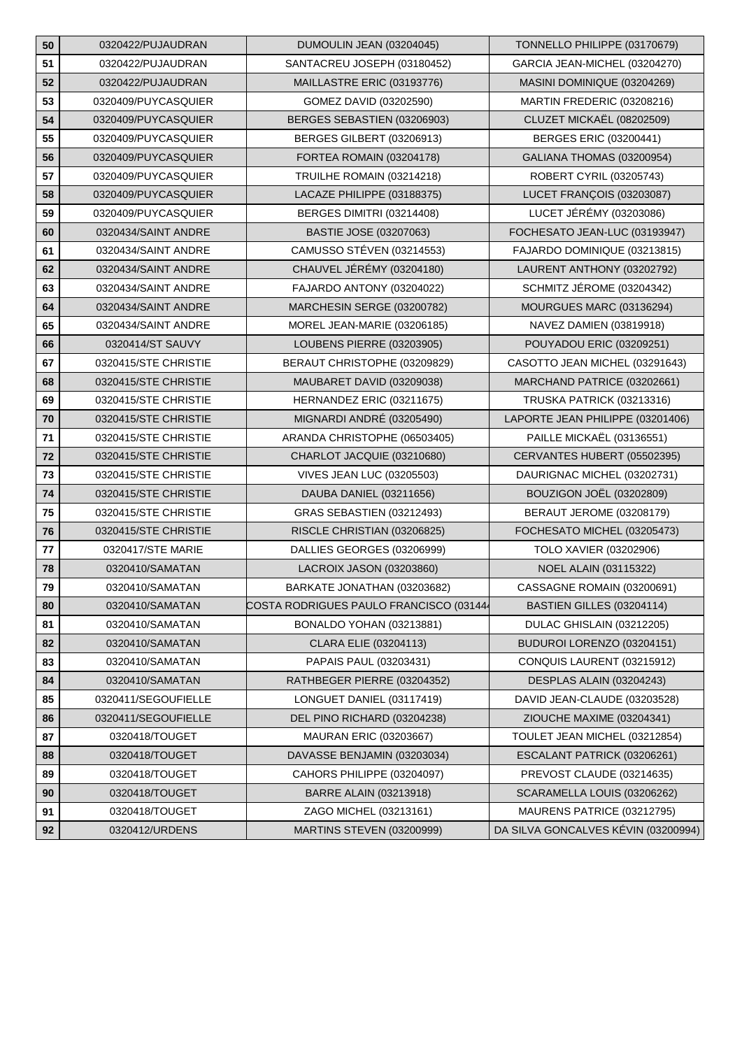| | | | |
|---|---|---|---|
| 50 | 0320422/PUJAUDRAN | DUMOULIN JEAN (03204045) | TONNELLO PHILIPPE (03170679) |
| 51 | 0320422/PUJAUDRAN | SANTACREU JOSEPH (03180452) | GARCIA JEAN-MICHEL (03204270) |
| 52 | 0320422/PUJAUDRAN | MAILLASTRE ERIC (03193776) | MASINI DOMINIQUE (03204269) |
| 53 | 0320409/PUYCASQUIER | GOMEZ DAVID (03202590) | MARTIN FREDERIC (03208216) |
| 54 | 0320409/PUYCASQUIER | BERGES SEBASTIEN (03206903) | CLUZET MICKAËL (08202509) |
| 55 | 0320409/PUYCASQUIER | BERGES GILBERT (03206913) | BERGES ERIC (03200441) |
| 56 | 0320409/PUYCASQUIER | FORTEA ROMAIN (03204178) | GALIANA THOMAS (03200954) |
| 57 | 0320409/PUYCASQUIER | TRUILHE ROMAIN (03214218) | ROBERT CYRIL (03205743) |
| 58 | 0320409/PUYCASQUIER | LACAZE PHILIPPE (03188375) | LUCET FRANÇOIS (03203087) |
| 59 | 0320409/PUYCASQUIER | BERGES DIMITRI (03214408) | LUCET JÉRÉMY (03203086) |
| 60 | 0320434/SAINT ANDRE | BASTIE JOSE (03207063) | FOCHESATO JEAN-LUC (03193947) |
| 61 | 0320434/SAINT ANDRE | CAMUSSO STÉVEN (03214553) | FAJARDO DOMINIQUE (03213815) |
| 62 | 0320434/SAINT ANDRE | CHAUVEL JÉRÉMY (03204180) | LAURENT ANTHONY (03202792) |
| 63 | 0320434/SAINT ANDRE | FAJARDO ANTONY (03204022) | SCHMITZ JÉROME (03204342) |
| 64 | 0320434/SAINT ANDRE | MARCHESIN SERGE (03200782) | MOURGUES MARC (03136294) |
| 65 | 0320434/SAINT ANDRE | MOREL JEAN-MARIE (03206185) | NAVEZ DAMIEN (03819918) |
| 66 | 0320414/ST SAUVY | LOUBENS PIERRE (03203905) | POUYADOU ERIC (03209251) |
| 67 | 0320415/STE CHRISTIE | BERAUT CHRISTOPHE (03209829) | CASOTTO JEAN MICHEL (03291643) |
| 68 | 0320415/STE CHRISTIE | MAUBARET DAVID (03209038) | MARCHAND PATRICE (03202661) |
| 69 | 0320415/STE CHRISTIE | HERNANDEZ ERIC (03211675) | TRUSKA PATRICK (03213316) |
| 70 | 0320415/STE CHRISTIE | MIGNARDI ANDRÉ (03205490) | LAPORTE JEAN PHILIPPE (03201406) |
| 71 | 0320415/STE CHRISTIE | ARANDA CHRISTOPHE (06503405) | PAILLE MICKAËL (03136551) |
| 72 | 0320415/STE CHRISTIE | CHARLOT JACQUIE (03210680) | CERVANTES HUBERT (05502395) |
| 73 | 0320415/STE CHRISTIE | VIVES JEAN LUC (03205503) | DAURIGNAC MICHEL (03202731) |
| 74 | 0320415/STE CHRISTIE | DAUBA DANIEL (03211656) | BOUZIGON JOËL (03202809) |
| 75 | 0320415/STE CHRISTIE | GRAS SEBASTIEN (03212493) | BERAUT JEROME (03208179) |
| 76 | 0320415/STE CHRISTIE | RISCLE CHRISTIAN (03206825) | FOCHESATO MICHEL (03205473) |
| 77 | 0320417/STE MARIE | DALLIES GEORGES (03206999) | TOLO XAVIER (03202906) |
| 78 | 0320410/SAMATAN | LACROIX JASON (03203860) | NOEL ALAIN (03115322) |
| 79 | 0320410/SAMATAN | BARKATE JONATHAN (03203682) | CASSAGNE ROMAIN (03200691) |
| 80 | 0320410/SAMATAN | COSTA RODRIGUES PAULO FRANCISCO (03144 | BASTIEN GILLES (03204114) |
| 81 | 0320410/SAMATAN | BONALDO YOHAN (03213881) | DULAC GHISLAIN (03212205) |
| 82 | 0320410/SAMATAN | CLARA ELIE (03204113) | BUDUROI LORENZO (03204151) |
| 83 | 0320410/SAMATAN | PAPAIS PAUL (03203431) | CONQUIS LAURENT (03215912) |
| 84 | 0320410/SAMATAN | RATHBEGER PIERRE (03204352) | DESPLAS ALAIN (03204243) |
| 85 | 0320411/SEGOUFIELLE | LONGUET DANIEL (03117419) | DAVID JEAN-CLAUDE (03203528) |
| 86 | 0320411/SEGOUFIELLE | DEL PINO RICHARD (03204238) | ZIOUCHE MAXIME (03204341) |
| 87 | 0320418/TOUGET | MAURAN ERIC (03203667) | TOULET JEAN MICHEL (03212854) |
| 88 | 0320418/TOUGET | DAVASSE BENJAMIN (03203034) | ESCALANT PATRICK (03206261) |
| 89 | 0320418/TOUGET | CAHORS PHILIPPE (03204097) | PREVOST CLAUDE (03214635) |
| 90 | 0320418/TOUGET | BARRE ALAIN (03213918) | SCARAMELLA LOUIS (03206262) |
| 91 | 0320418/TOUGET | ZAGO MICHEL (03213161) | MAURENS PATRICE (03212795) |
| 92 | 0320412/URDENS | MARTINS STEVEN (03200999) | DA SILVA GONCALVES KÉVIN (03200994) |